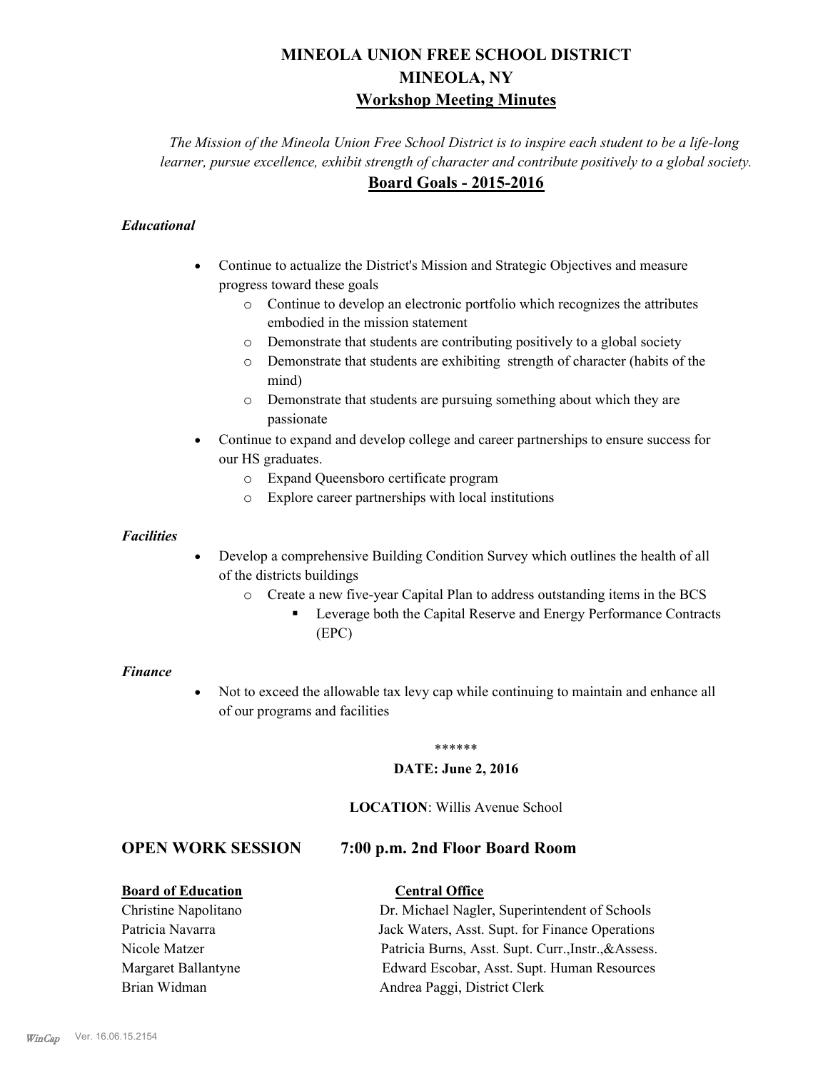# MINEOLA UNION FREE SCHOOL DISTRICT
# MINEOLA, NY
## Workshop Meeting Minutes

*The Mission of the Mineola Union Free School District is to inspire each student to be a life-long learner, pursue excellence, exhibit strength of character and contribute positively to a global society.*

## Board Goals - 2015-2016

### *Educational*

- Continue to actualize the District's Mission and Strategic Objectives and measure progress toward these goals
    - Continue to develop an electronic portfolio which recognizes the attributes embodied in the mission statement
    - Demonstrate that students are contributing positively to a global society
    - Demonstrate that students are exhibiting strength of character (habits of the mind)
    - Demonstrate that students are pursuing something about which they are passionate
- Continue to expand and develop college and career partnerships to ensure success for our HS graduates.
    - Expand Queensboro certificate program
    - Explore career partnerships with local institutions

### *Facilities*

- Develop a comprehensive Building Condition Survey which outlines the health of all of the districts buildings
    - Create a new five-year Capital Plan to address outstanding items in the BCS
        - Leverage both the Capital Reserve and Energy Performance Contracts (EPC)

### *Finance*

- Not to exceed the allowable tax levy cap while continuing to maintain and enhance all of our programs and facilities

******

**DATE: June 2, 2016**

**LOCATION**: Willis Avenue School

## OPEN WORK SESSION 7:00 p.m. 2nd Floor Board Room

| **Board of Education** | **Central Office** |
|---|---|
| Christine Napolitano | Dr. Michael Nagler, Superintendent of Schools |
| Patricia Navarra | Jack Waters, Asst. Supt. for Finance Operations |
| Nicole Matzer | Patricia Burns, Asst. Supt. Curr.,Instr.,&Assess. |
| Margaret Ballantyne | Edward Escobar, Asst. Supt. Human Resources |
| Brian Widman | Andrea Paggi, District Clerk |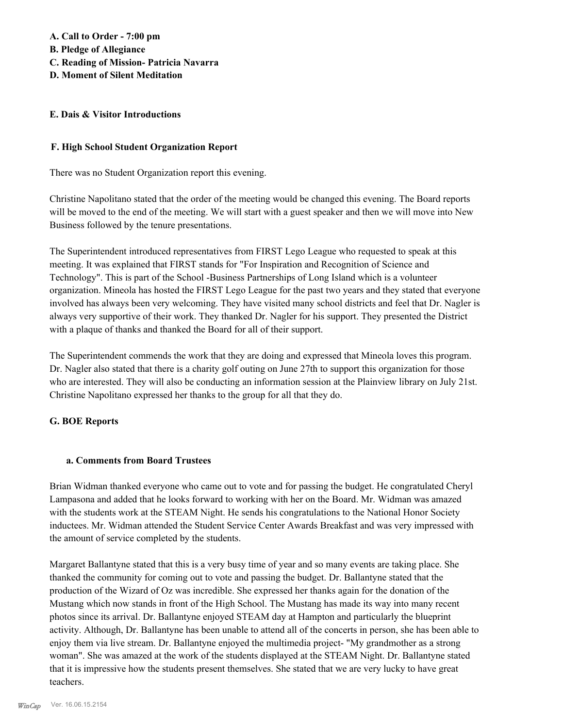**A. Call to Order - 7:00 pm**
**B. Pledge of Allegiance**
**C. Reading of Mission- Patricia Navarra**
**D. Moment of Silent Meditation**

**E. Dais & Visitor Introductions**

**F. High School Student Organization Report**

There was no Student Organization report this evening.

Christine Napolitano stated that the order of the meeting would be changed this evening. The Board reports will be moved to the end of the meeting. We will start with a guest speaker and then we will move into New Business followed by the tenure presentations.

The Superintendent introduced representatives from FIRST Lego League who requested to speak at this meeting. It was explained that FIRST stands for "For Inspiration and Recognition of Science and Technology". This is part of the School -Business Partnerships of Long Island which is a volunteer organization. Mineola has hosted the FIRST Lego League for the past two years and they stated that everyone involved has always been very welcoming. They have visited many school districts and feel that Dr. Nagler is always very supportive of their work. They thanked Dr. Nagler for his support. They presented the District with a plaque of thanks and thanked the Board for all of their support.

The Superintendent commends the work that they are doing and expressed that Mineola loves this program. Dr. Nagler also stated that there is a charity golf outing on June 27th to support this organization for those who are interested. They will also be conducting an information session at the Plainview library on July 21st. Christine Napolitano expressed her thanks to the group for all that they do.

**G. BOE Reports**

**a. Comments from Board Trustees**

Brian Widman thanked everyone who came out to vote and for passing the budget. He congratulated Cheryl Lampasona and added that he looks forward to working with her on the Board. Mr. Widman was amazed with the students work at the STEAM Night. He sends his congratulations to the National Honor Society inductees. Mr. Widman attended the Student Service Center Awards Breakfast and was very impressed with the amount of service completed by the students.

Margaret Ballantyne stated that this is a very busy time of year and so many events are taking place. She thanked the community for coming out to vote and passing the budget. Dr. Ballantyne stated that the production of the Wizard of Oz was incredible. She expressed her thanks again for the donation of the Mustang which now stands in front of the High School. The Mustang has made its way into many recent photos since its arrival. Dr. Ballantyne enjoyed STEAM day at Hampton and particularly the blueprint activity. Although, Dr. Ballantyne has been unable to attend all of the concerts in person, she has been able to enjoy them via live stream. Dr. Ballantyne enjoyed the multimedia project- "My grandmother as a strong woman". She was amazed at the work of the students displayed at the STEAM Night. Dr. Ballantyne stated that it is impressive how the students present themselves. She stated that we are very lucky to have great teachers.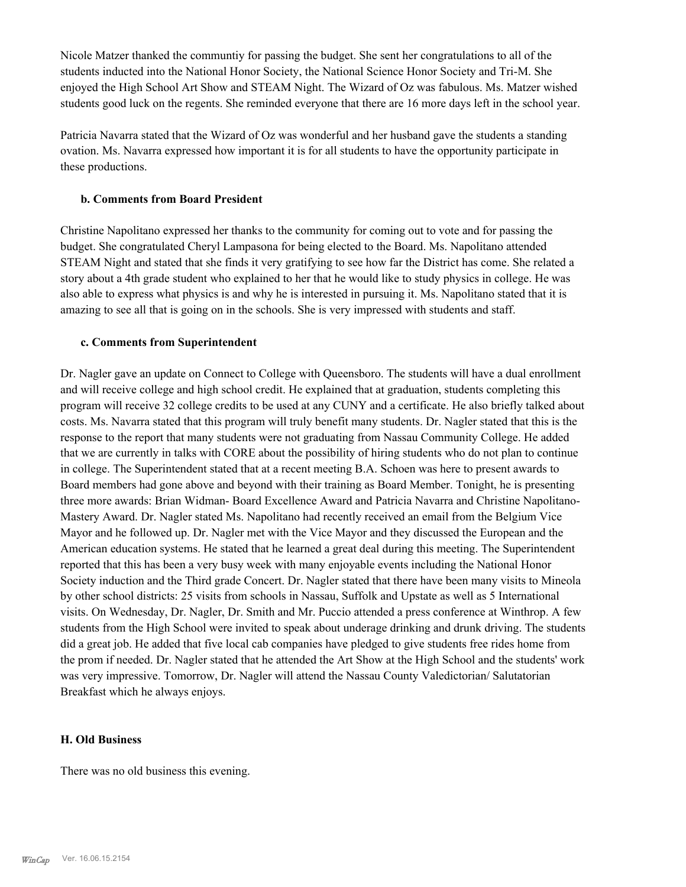Nicole Matzer thanked the communtiy for passing the budget. She sent her congratulations to all of the students inducted into the National Honor Society, the National Science Honor Society and Tri-M. She enjoyed the High School Art Show and STEAM Night. The Wizard of Oz was fabulous. Ms. Matzer wished students good luck on the regents. She reminded everyone that there are 16 more days left in the school year.

Patricia Navarra stated that the Wizard of Oz was wonderful and her husband gave the students a standing ovation. Ms. Navarra expressed how important it is for all students to have the opportunity participate in these productions.

**b. Comments from Board President**

Christine Napolitano expressed her thanks to the community for coming out to vote and for passing the budget. She congratulated Cheryl Lampasona for being elected to the Board. Ms. Napolitano attended STEAM Night and stated that she finds it very gratifying to see how far the District has come. She related a story about a 4th grade student who explained to her that he would like to study physics in college. He was also able to express what physics is and why he is interested in pursuing it. Ms. Napolitano stated that it is amazing to see all that is going on in the schools. She is very impressed with students and staff.

**c. Comments from Superintendent**

Dr. Nagler gave an update on Connect to College with Queensboro. The students will have a dual enrollment and will receive college and high school credit. He explained that at graduation, students completing this program will receive 32 college credits to be used at any CUNY and a certificate. He also briefly talked about costs. Ms. Navarra stated that this program will truly benefit many students. Dr. Nagler stated that this is the response to the report that many students were not graduating from Nassau Community College. He added that we are currently in talks with CORE about the possibility of hiring students who do not plan to continue in college. The Superintendent stated that at a recent meeting B.A. Schoen was here to present awards to Board members had gone above and beyond with their training as Board Member. Tonight, he is presenting three more awards: Brian Widman- Board Excellence Award and Patricia Navarra and Christine Napolitano- Mastery Award. Dr. Nagler stated Ms. Napolitano had recently received an email from the Belgium Vice Mayor and he followed up. Dr. Nagler met with the Vice Mayor and they discussed the European and the American education systems. He stated that he learned a great deal during this meeting. The Superintendent reported that this has been a very busy week with many enjoyable events including the National Honor Society induction and the Third grade Concert. Dr. Nagler stated that there have been many visits to Mineola by other school districts: 25 visits from schools in Nassau, Suffolk and Upstate as well as 5 International visits. On Wednesday, Dr. Nagler, Dr. Smith and Mr. Puccio attended a press conference at Winthrop. A few students from the High School were invited to speak about underage drinking and drunk driving. The students did a great job. He added that five local cab companies have pledged to give students free rides home from the prom if needed. Dr. Nagler stated that he attended the Art Show at the High School and the students' work was very impressive. Tomorrow, Dr. Nagler will attend the Nassau County Valedictorian/ Salutatorian Breakfast which he always enjoys.

**H. Old Business**

There was no old business this evening.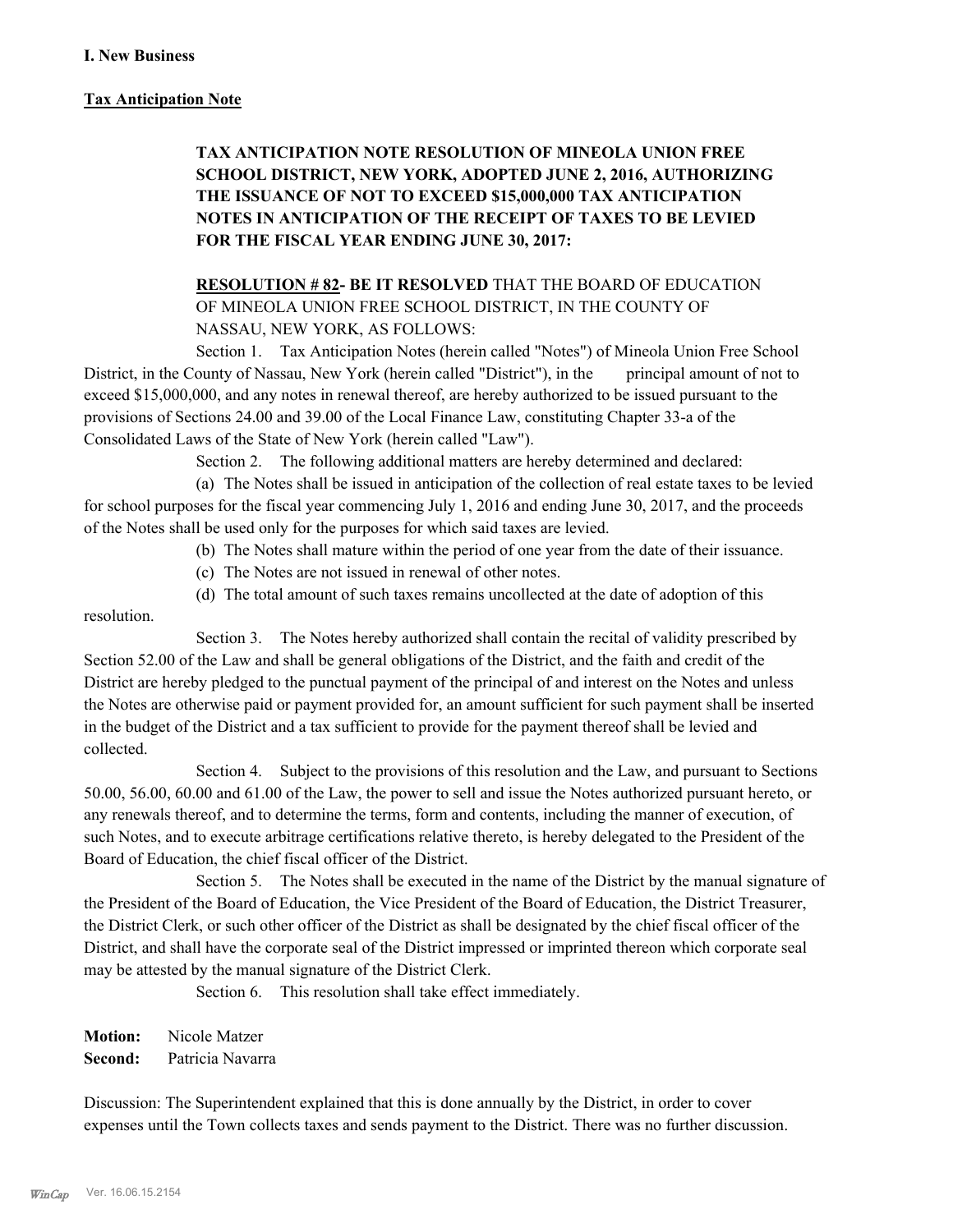**I. New Business**

**Tax Anticipation Note**

**TAX ANTICIPATION NOTE RESOLUTION OF MINEOLA UNION FREE SCHOOL DISTRICT, NEW YORK, ADOPTED JUNE 2, 2016, AUTHORIZING THE ISSUANCE OF NOT TO EXCEED $15,000,000 TAX ANTICIPATION NOTES IN ANTICIPATION OF THE RECEIPT OF TAXES TO BE LEVIED FOR THE FISCAL YEAR ENDING JUNE 30, 2017:**

**RESOLUTION # 82- BE IT RESOLVED** THAT THE BOARD OF EDUCATION OF MINEOLA UNION FREE SCHOOL DISTRICT, IN THE COUNTY OF NASSAU, NEW YORK, AS FOLLOWS:

Section 1. Tax Anticipation Notes (herein called "Notes") of Mineola Union Free School District, in the County of Nassau, New York (herein called "District"), in the principal amount of not to exceed $15,000,000, and any notes in renewal thereof, are hereby authorized to be issued pursuant to the provisions of Sections 24.00 and 39.00 of the Local Finance Law, constituting Chapter 33-a of the Consolidated Laws of the State of New York (herein called "Law").

Section 2. The following additional matters are hereby determined and declared:

(a) The Notes shall be issued in anticipation of the collection of real estate taxes to be levied for school purposes for the fiscal year commencing July 1, 2016 and ending June 30, 2017, and the proceeds of the Notes shall be used only for the purposes for which said taxes are levied.

(b) The Notes shall mature within the period of one year from the date of their issuance.

(c) The Notes are not issued in renewal of other notes.

(d) The total amount of such taxes remains uncollected at the date of adoption of this resolution.

Section 3. The Notes hereby authorized shall contain the recital of validity prescribed by Section 52.00 of the Law and shall be general obligations of the District, and the faith and credit of the District are hereby pledged to the punctual payment of the principal of and interest on the Notes and unless the Notes are otherwise paid or payment provided for, an amount sufficient for such payment shall be inserted in the budget of the District and a tax sufficient to provide for the payment thereof shall be levied and collected.

Section 4. Subject to the provisions of this resolution and the Law, and pursuant to Sections 50.00, 56.00, 60.00 and 61.00 of the Law, the power to sell and issue the Notes authorized pursuant hereto, or any renewals thereof, and to determine the terms, form and contents, including the manner of execution, of such Notes, and to execute arbitrage certifications relative thereto, is hereby delegated to the President of the Board of Education, the chief fiscal officer of the District.

Section 5. The Notes shall be executed in the name of the District by the manual signature of the President of the Board of Education, the Vice President of the Board of Education, the District Treasurer, the District Clerk, or such other officer of the District as shall be designated by the chief fiscal officer of the District, and shall have the corporate seal of the District impressed or imprinted thereon which corporate seal may be attested by the manual signature of the District Clerk.

Section 6. This resolution shall take effect immediately.

**Motion:** Nicole Matzer
**Second:** Patricia Navarra

Discussion: The Superintendent explained that this is done annually by the District, in order to cover expenses until the Town collects taxes and sends payment to the District. There was no further discussion.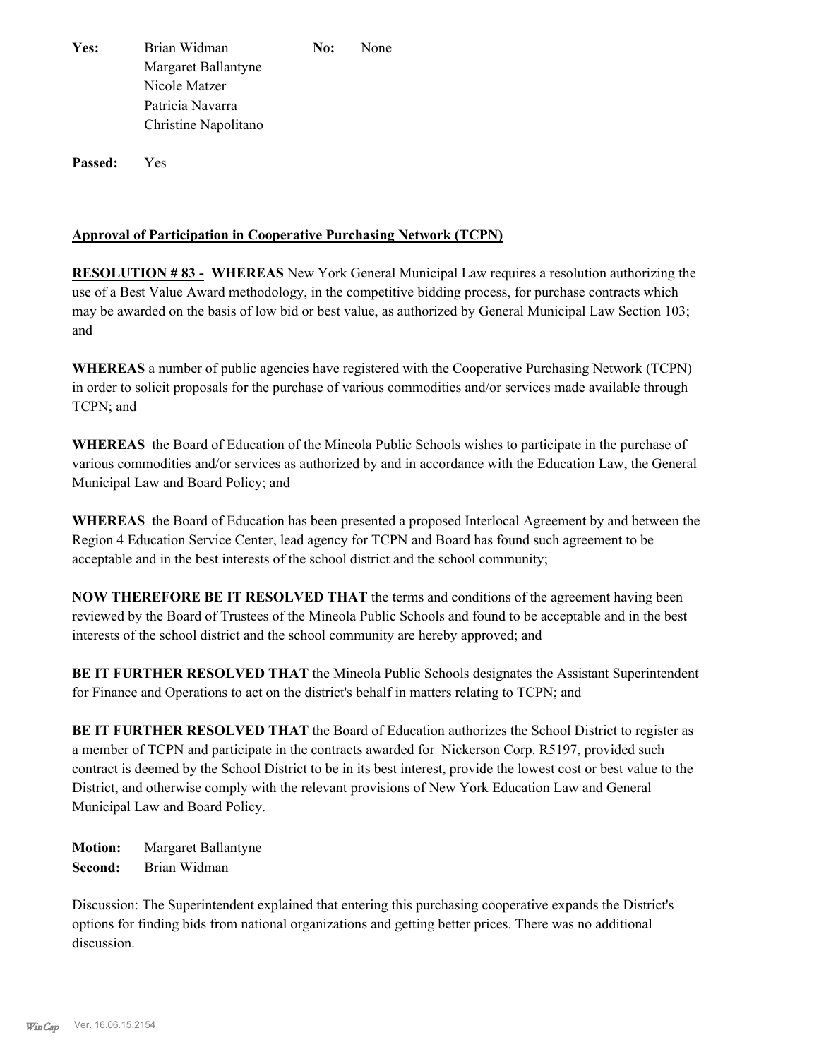**Yes:** Brian Widman
Margaret Ballantyne
Nicole Matzer
Patricia Navarra
Christine Napolitano

**No:** None

**Passed:** Yes

**Approval of Participation in Cooperative Purchasing Network (TCPN)**

**RESOLUTION # 83 - WHEREAS** New York General Municipal Law requires a resolution authorizing the use of a Best Value Award methodology, in the competitive bidding process, for purchase contracts which may be awarded on the basis of low bid or best value, as authorized by General Municipal Law Section 103; and

**WHEREAS** a number of public agencies have registered with the Cooperative Purchasing Network (TCPN) in order to solicit proposals for the purchase of various commodities and/or services made available through TCPN; and

**WHEREAS** the Board of Education of the Mineola Public Schools wishes to participate in the purchase of various commodities and/or services as authorized by and in accordance with the Education Law, the General Municipal Law and Board Policy; and

**WHEREAS** the Board of Education has been presented a proposed Interlocal Agreement by and between the Region 4 Education Service Center, lead agency for TCPN and Board has found such agreement to be acceptable and in the best interests of the school district and the school community;

**NOW THEREFORE BE IT RESOLVED THAT** the terms and conditions of the agreement having been reviewed by the Board of Trustees of the Mineola Public Schools and found to be acceptable and in the best interests of the school district and the school community are hereby approved; and

**BE IT FURTHER RESOLVED THAT** the Mineola Public Schools designates the Assistant Superintendent for Finance and Operations to act on the district's behalf in matters relating to TCPN; and

**BE IT FURTHER RESOLVED THAT** the Board of Education authorizes the School District to register as a member of TCPN and participate in the contracts awarded for Nickerson Corp. R5197, provided such contract is deemed by the School District to be in its best interest, provide the lowest cost or best value to the District, and otherwise comply with the relevant provisions of New York Education Law and General Municipal Law and Board Policy.

**Motion:** Margaret Ballantyne
**Second:** Brian Widman

Discussion: The Superintendent explained that entering this purchasing cooperative expands the District's options for finding bids from national organizations and getting better prices. There was no additional discussion.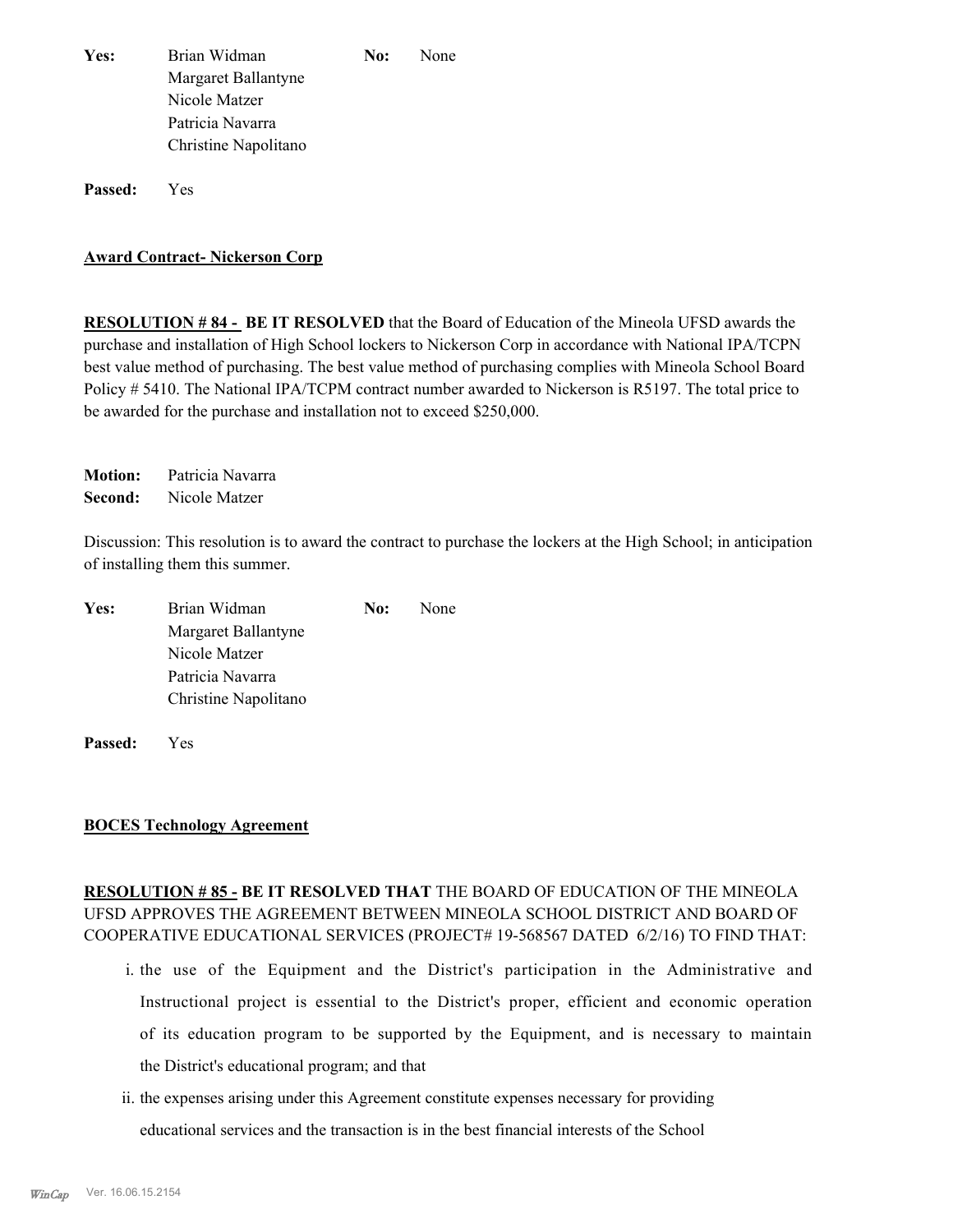**Yes:** Brian Widman
Margaret Ballantyne
Nicole Matzer
Patricia Navarra
Christine Napolitano

**No:** None

**Passed:** Yes

**Award Contract- Nickerson Corp**

**RESOLUTION # 84 - BE IT RESOLVED** that the Board of Education of the Mineola UFSD awards the purchase and installation of High School lockers to Nickerson Corp in accordance with National IPA/TCPN best value method of purchasing. The best value method of purchasing complies with Mineola School Board Policy # 5410. The National IPA/TCPM contract number awarded to Nickerson is R5197. The total price to be awarded for the purchase and installation not to exceed $250,000.

**Motion:** Patricia Navarra
**Second:** Nicole Matzer

Discussion: This resolution is to award the contract to purchase the lockers at the High School; in anticipation of installing them this summer.

**Yes:** Brian Widman
Margaret Ballantyne
Nicole Matzer
Patricia Navarra
Christine Napolitano

**No:** None

**Passed:** Yes

**BOCES Technology Agreement**

**RESOLUTION # 85 - BE IT RESOLVED THAT** THE BOARD OF EDUCATION OF THE MINEOLA UFSD APPROVES THE AGREEMENT BETWEEN MINEOLA SCHOOL DISTRICT AND BOARD OF COOPERATIVE EDUCATIONAL SERVICES (PROJECT# 19-568567 DATED 6/2/16) TO FIND THAT:

i. the use of the Equipment and the District's participation in the Administrative and Instructional project is essential to the District's proper, efficient and economic operation of its education program to be supported by the Equipment, and is necessary to maintain the District's educational program; and that

ii. the expenses arising under this Agreement constitute expenses necessary for providing educational services and the transaction is in the best financial interests of the School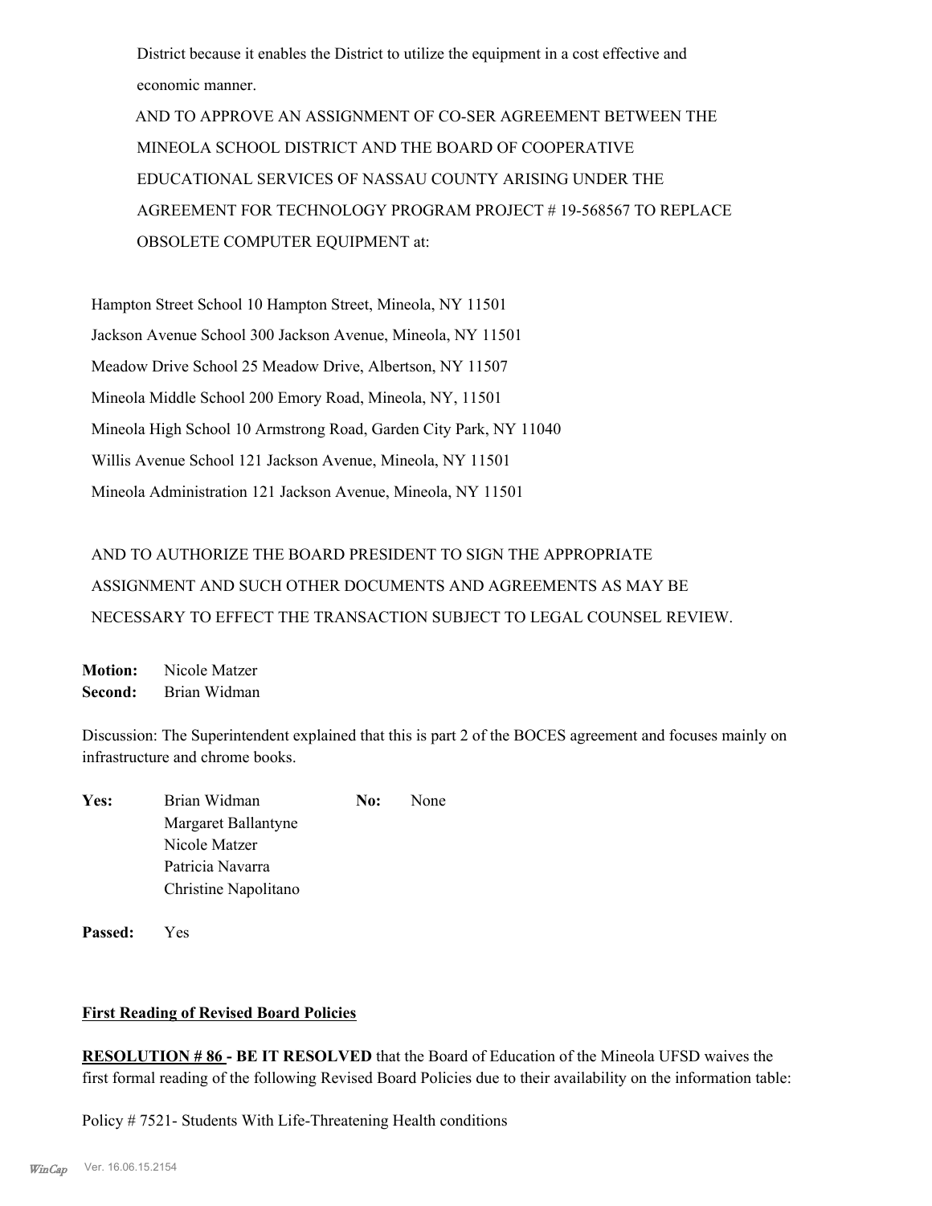District because it enables the District to utilize the equipment in a cost effective and economic manner.

AND TO APPROVE AN ASSIGNMENT OF CO-SER AGREEMENT BETWEEN THE MINEOLA SCHOOL DISTRICT AND THE BOARD OF COOPERATIVE EDUCATIONAL SERVICES OF NASSAU COUNTY ARISING UNDER THE AGREEMENT FOR TECHNOLOGY PROGRAM PROJECT # 19-568567 TO REPLACE OBSOLETE COMPUTER EQUIPMENT at:

Hampton Street School 10 Hampton Street, Mineola, NY 11501
Jackson Avenue School 300 Jackson Avenue, Mineola, NY 11501
Meadow Drive School 25 Meadow Drive, Albertson, NY 11507
Mineola Middle School 200 Emory Road, Mineola, NY, 11501
Mineola High School 10 Armstrong Road, Garden City Park, NY 11040
Willis Avenue School 121 Jackson Avenue, Mineola, NY 11501
Mineola Administration 121 Jackson Avenue, Mineola, NY 11501

AND TO AUTHORIZE THE BOARD PRESIDENT TO SIGN THE APPROPRIATE ASSIGNMENT AND SUCH OTHER DOCUMENTS AND AGREEMENTS AS MAY BE NECESSARY TO EFFECT THE TRANSACTION SUBJECT TO LEGAL COUNSEL REVIEW.

**Motion:** Nicole Matzer
**Second:** Brian Widman

Discussion: The Superintendent explained that this is part 2 of the BOCES agreement and focuses mainly on infrastructure and chrome books.

**Yes:** Brian Widman, Margaret Ballantyne, Nicole Matzer, Patricia Navarra, Christine Napolitano
**No:** None

**Passed:** Yes

**First Reading of Revised Board Policies**

**RESOLUTION # 86 - BE IT RESOLVED** that the Board of Education of the Mineola UFSD waives the first formal reading of the following Revised Board Policies due to their availability on the information table:

Policy # 7521- Students With Life-Threatening Health conditions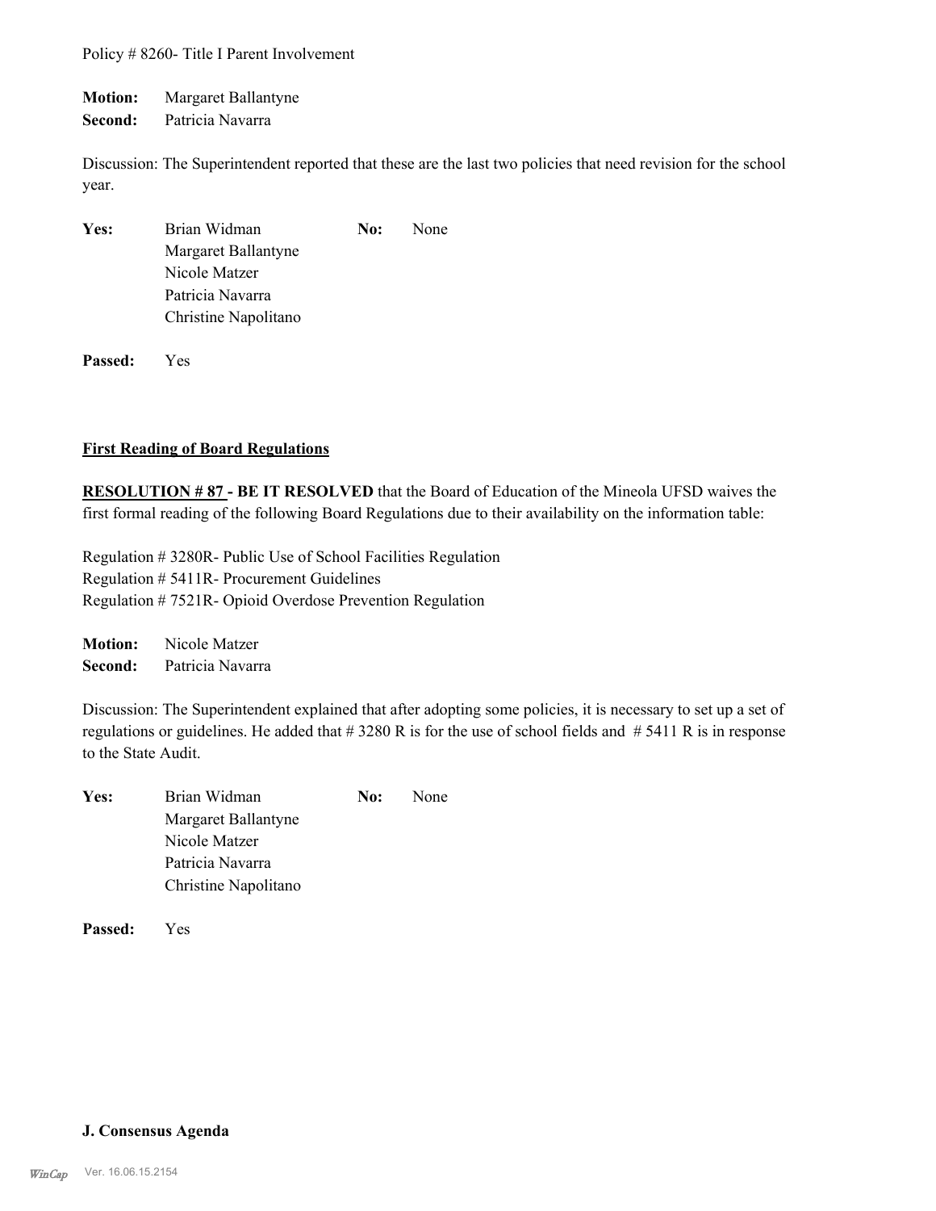Policy # 8260- Title I Parent Involvement

**Motion:** Margaret Ballantyne
**Second:** Patricia Navarra

Discussion: The Superintendent reported that these are the last two policies that need revision for the school year.

| | | | |
|---|---|---|---|
| **Yes:** | Brian Widman | **No:** | None |
| | Margaret Ballantyne | | |
| | Nicole Matzer | | |
| | Patricia Navarra | | |
| | Christine Napolitano | | |

**Passed:** Yes

## First Reading of Board Regulations

**RESOLUTION # 87 - BE IT RESOLVED** that the Board of Education of the Mineola UFSD waives the first formal reading of the following Board Regulations due to their availability on the information table:

Regulation # 3280R- Public Use of School Facilities Regulation
Regulation # 5411R- Procurement Guidelines
Regulation # 7521R- Opioid Overdose Prevention Regulation

**Motion:** Nicole Matzer
**Second:** Patricia Navarra

Discussion: The Superintendent explained that after adopting some policies, it is necessary to set up a set of regulations or guidelines. He added that # 3280 R is for the use of school fields and # 5411 R is in response to the State Audit.

| | | | |
|---|---|---|---|
| **Yes:** | Brian Widman | **No:** | None |
| | Margaret Ballantyne | | |
| | Nicole Matzer | | |
| | Patricia Navarra | | |
| | Christine Napolitano | | |

**Passed:** Yes

## J. Consensus Agenda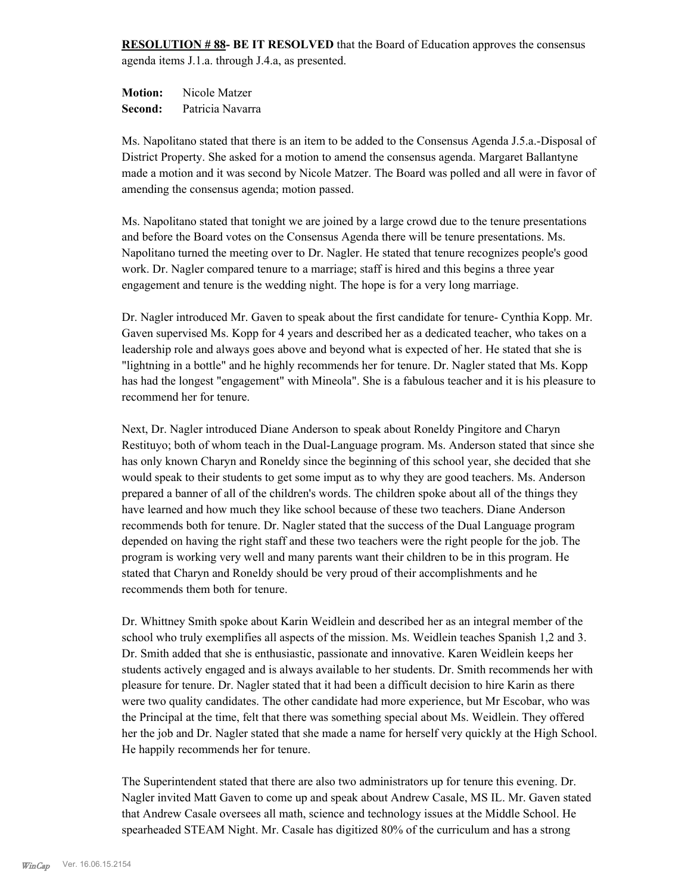**RESOLUTION # 88- BE IT RESOLVED** that the Board of Education approves the consensus agenda items J.1.a. through J.4.a, as presented.

**Motion:** Nicole Matzer
**Second:** Patricia Navarra

Ms. Napolitano stated that there is an item to be added to the Consensus Agenda J.5.a.-Disposal of District Property. She asked for a motion to amend the consensus agenda. Margaret Ballantyne made a motion and it was second by Nicole Matzer. The Board was polled and all were in favor of amending the consensus agenda; motion passed.

Ms. Napolitano stated that tonight we are joined by a large crowd due to the tenure presentations and before the Board votes on the Consensus Agenda there will be tenure presentations. Ms. Napolitano turned the meeting over to Dr. Nagler. He stated that tenure recognizes people's good work. Dr. Nagler compared tenure to a marriage; staff is hired and this begins a three year engagement and tenure is the wedding night. The hope is for a very long marriage.

Dr. Nagler introduced Mr. Gaven to speak about the first candidate for tenure- Cynthia Kopp. Mr. Gaven supervised Ms. Kopp for 4 years and described her as a dedicated teacher, who takes on a leadership role and always goes above and beyond what is expected of her. He stated that she is "lightning in a bottle" and he highly recommends her for tenure. Dr. Nagler stated that Ms. Kopp has had the longest "engagement" with Mineola". She is a fabulous teacher and it is his pleasure to recommend her for tenure.

Next, Dr. Nagler introduced Diane Anderson to speak about Roneldy Pingitore and Charyn Restituyo; both of whom teach in the Dual-Language program. Ms. Anderson stated that since she has only known Charyn and Roneldy since the beginning of this school year, she decided that she would speak to their students to get some imput as to why they are good teachers. Ms. Anderson prepared a banner of all of the children's words. The children spoke about all of the things they have learned and how much they like school because of these two teachers. Diane Anderson recommends both for tenure. Dr. Nagler stated that the success of the Dual Language program depended on having the right staff and these two teachers were the right people for the job. The program is working very well and many parents want their children to be in this program. He stated that Charyn and Roneldy should be very proud of their accomplishments and he recommends them both for tenure.

Dr. Whittney Smith spoke about Karin Weidlein and described her as an integral member of the school who truly exemplifies all aspects of the mission. Ms. Weidlein teaches Spanish 1,2 and 3. Dr. Smith added that she is enthusiastic, passionate and innovative. Karen Weidlein keeps her students actively engaged and is always available to her students. Dr. Smith recommends her with pleasure for tenure. Dr. Nagler stated that it had been a difficult decision to hire Karin as there were two quality candidates. The other candidate had more experience, but Mr Escobar, who was the Principal at the time, felt that there was something special about Ms. Weidlein. They offered her the job and Dr. Nagler stated that she made a name for herself very quickly at the High School. He happily recommends her for tenure.

The Superintendent stated that there are also two administrators up for tenure this evening. Dr. Nagler invited Matt Gaven to come up and speak about Andrew Casale, MS IL. Mr. Gaven stated that Andrew Casale oversees all math, science and technology issues at the Middle School. He spearheaded STEAM Night. Mr. Casale has digitized 80% of the curriculum and has a strong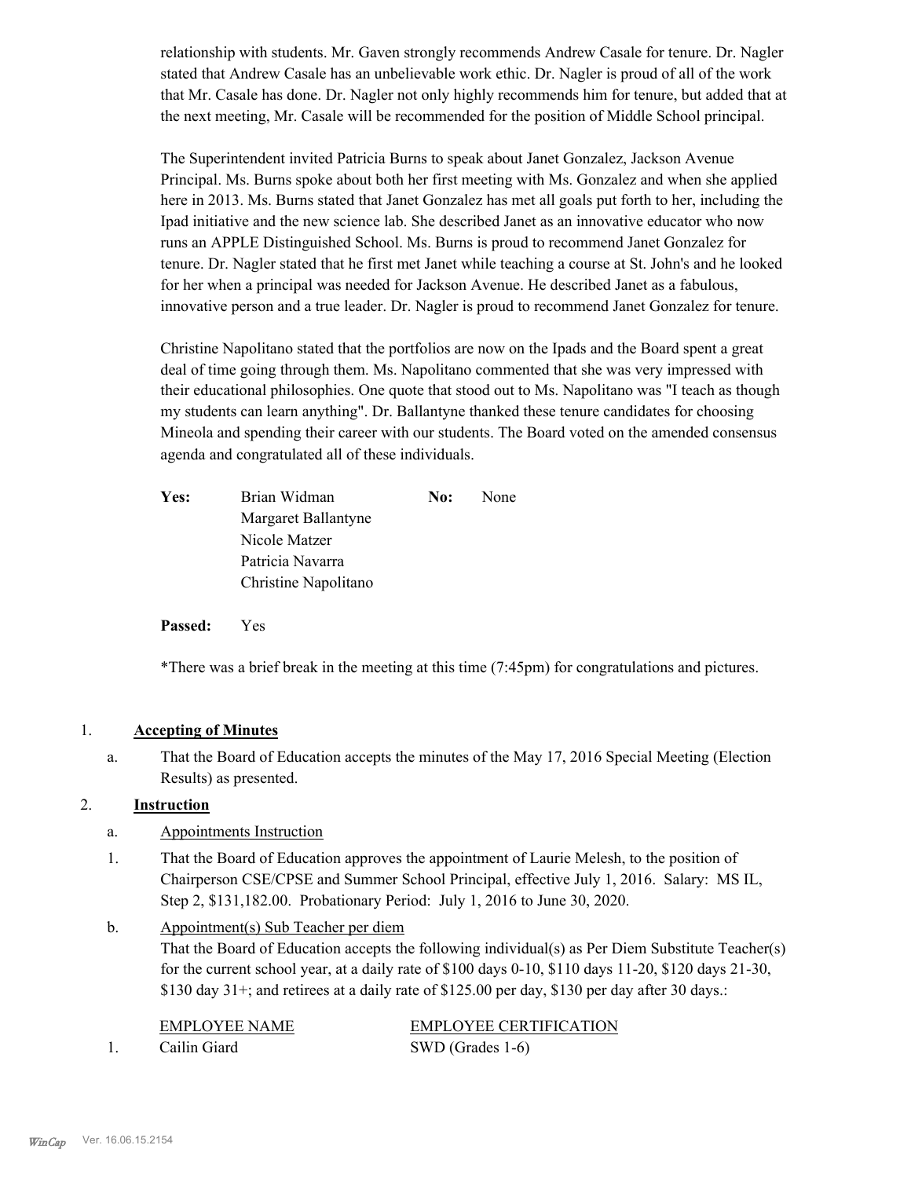relationship with students. Mr. Gaven strongly recommends Andrew Casale for tenure. Dr. Nagler stated that Andrew Casale has an unbelievable work ethic. Dr. Nagler is proud of all of the work that Mr. Casale has done. Dr. Nagler not only highly recommends him for tenure, but added that at the next meeting, Mr. Casale will be recommended for the position of Middle School principal.

The Superintendent invited Patricia Burns to speak about Janet Gonzalez, Jackson Avenue Principal. Ms. Burns spoke about both her first meeting with Ms. Gonzalez and when she applied here in 2013. Ms. Burns stated that Janet Gonzalez has met all goals put forth to her, including the Ipad initiative and the new science lab. She described Janet as an innovative educator who now runs an APPLE Distinguished School. Ms. Burns is proud to recommend Janet Gonzalez for tenure. Dr. Nagler stated that he first met Janet while teaching a course at St. John's and he looked for her when a principal was needed for Jackson Avenue. He described Janet as a fabulous, innovative person and a true leader. Dr. Nagler is proud to recommend Janet Gonzalez for tenure.

Christine Napolitano stated that the portfolios are now on the Ipads and the Board spent a great deal of time going through them. Ms. Napolitano commented that she was very impressed with their educational philosophies. One quote that stood out to Ms. Napolitano was "I teach as though my students can learn anything". Dr. Ballantyne thanked these tenure candidates for choosing Mineola and spending their career with our students. The Board voted on the amended consensus agenda and congratulated all of these individuals.

**Yes:** Brian Widman, Margaret Ballantyne, Nicole Matzer, Patricia Navarra, Christine Napolitano

**No:** None

**Passed:** Yes

*There was a brief break in the meeting at this time (7:45pm) for congratulations and pictures.

1. **Accepting of Minutes**

   a. That the Board of Education accepts the minutes of the May 17, 2016 Special Meeting (Election Results) as presented.

2. **Instruction**

   a. Appointments Instruction

   1. That the Board of Education approves the appointment of Laurie Melesh, to the position of Chairperson CSE/CPSE and Summer School Principal, effective July 1, 2016. Salary: MS IL, Step 2, $131,182.00. Probationary Period: July 1, 2016 to June 30, 2020.

   b. Appointment(s) Sub Teacher per diem
   That the Board of Education accepts the following individual(s) as Per Diem Substitute Teacher(s) for the current school year, at a daily rate of $100 days 0-10, $110 days 11-20, $120 days 21-30, $130 day 31+; and retirees at a daily rate of $125.00 per day, $130 per day after 30 days.:

| | EMPLOYEE NAME | EMPLOYEE CERTIFICATION |
|---|---|---|
| 1. | Cailin Giard | SWD (Grades 1-6) |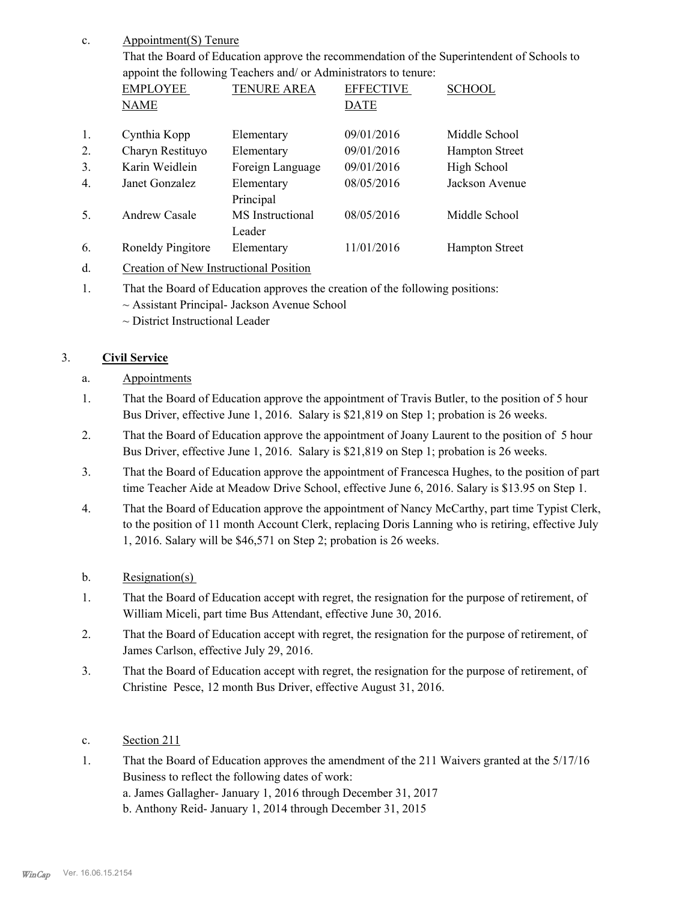c. Appointment(S) Tenure

That the Board of Education approve the recommendation of the Superintendent of Schools to appoint the following Teachers and/ or Administrators to tenure:

| | EMPLOYEE NAME | TENURE AREA | EFFECTIVE DATE | SCHOOL |
|---|---|---|---|---|
| 1. | Cynthia Kopp | Elementary | 09/01/2016 | Middle School |
| 2. | Charyn Restituyo | Elementary | 09/01/2016 | Hampton Street |
| 3. | Karin Weidlein | Foreign Language | 09/01/2016 | High School |
| 4. | Janet Gonzalez | Elementary Principal | 08/05/2016 | Jackson Avenue |
| 5. | Andrew Casale | MS Instructional Leader | 08/05/2016 | Middle School |
| 6. | Roneldy Pingitore | Elementary | 11/01/2016 | Hampton Street |

d. Creation of New Instructional Position

1. That the Board of Education approves the creation of the following positions:
~ Assistant Principal- Jackson Avenue School
~ District Instructional Leader

3. **Civil Service**

a. Appointments

1. That the Board of Education approve the appointment of Travis Butler, to the position of 5 hour Bus Driver, effective June 1, 2016. Salary is $21,819 on Step 1; probation is 26 weeks.

2. That the Board of Education approve the appointment of Joany Laurent to the position of 5 hour Bus Driver, effective June 1, 2016. Salary is $21,819 on Step 1; probation is 26 weeks.

3. That the Board of Education approve the appointment of Francesca Hughes, to the position of part time Teacher Aide at Meadow Drive School, effective June 6, 2016. Salary is $13.95 on Step 1.

4. That the Board of Education approve the appointment of Nancy McCarthy, part time Typist Clerk, to the position of 11 month Account Clerk, replacing Doris Lanning who is retiring, effective July 1, 2016. Salary will be $46,571 on Step 2; probation is 26 weeks.

b. Resignation(s)

1. That the Board of Education accept with regret, the resignation for the purpose of retirement, of William Miceli, part time Bus Attendant, effective June 30, 2016.

2. That the Board of Education accept with regret, the resignation for the purpose of retirement, of James Carlson, effective July 29, 2016.

3. That the Board of Education accept with regret, the resignation for the purpose of retirement, of Christine Pesce, 12 month Bus Driver, effective August 31, 2016.

c. Section 211

1. That the Board of Education approves the amendment of the 211 Waivers granted at the 5/17/16 Business to reflect the following dates of work:
a. James Gallagher- January 1, 2016 through December 31, 2017
b. Anthony Reid- January 1, 2014 through December 31, 2015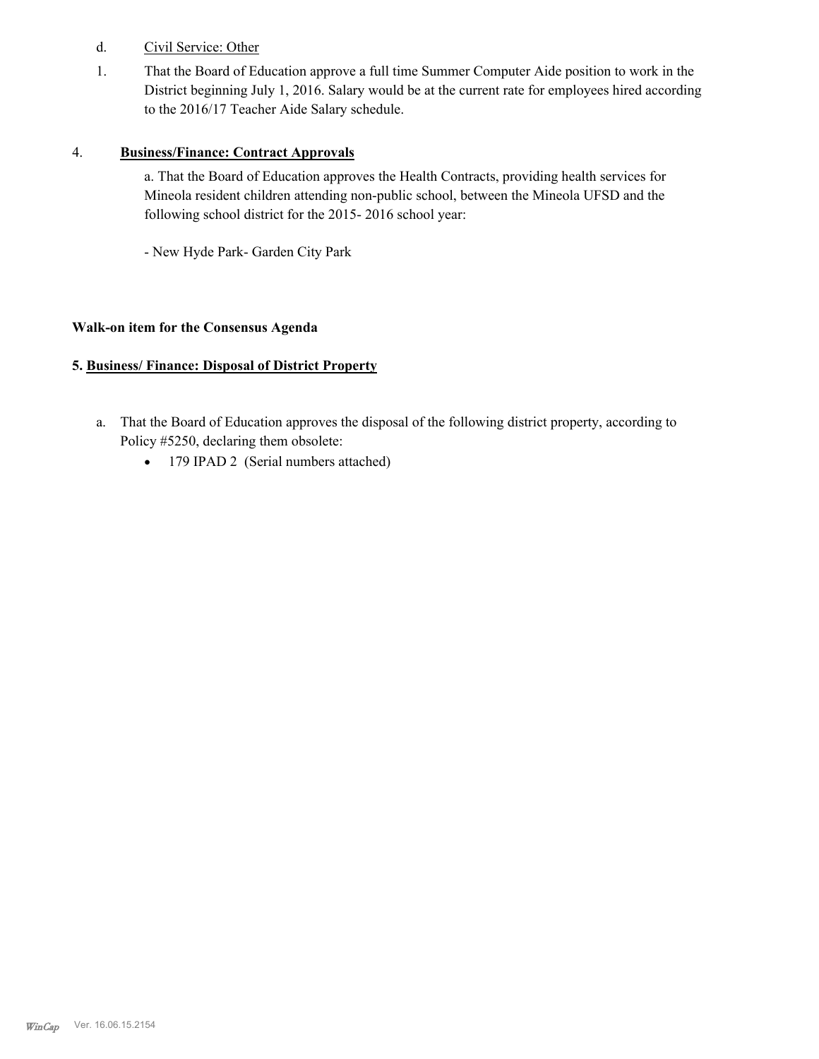d. Civil Service: Other

1. That the Board of Education approve a full time Summer Computer Aide position to work in the District beginning July 1, 2016. Salary would be at the current rate for employees hired according to the 2016/17 Teacher Aide Salary schedule.

4. **Business/Finance: Contract Approvals**

a. That the Board of Education approves the Health Contracts, providing health services for Mineola resident children attending non-public school, between the Mineola UFSD and the following school district for the 2015- 2016 school year:

- New Hyde Park- Garden City Park

**Walk-on item for the Consensus Agenda**

**5. Business/ Finance: Disposal of District Property**

a. That the Board of Education approves the disposal of the following district property, according to Policy #5250, declaring them obsolete:
   - 179 IPAD 2 (Serial numbers attached)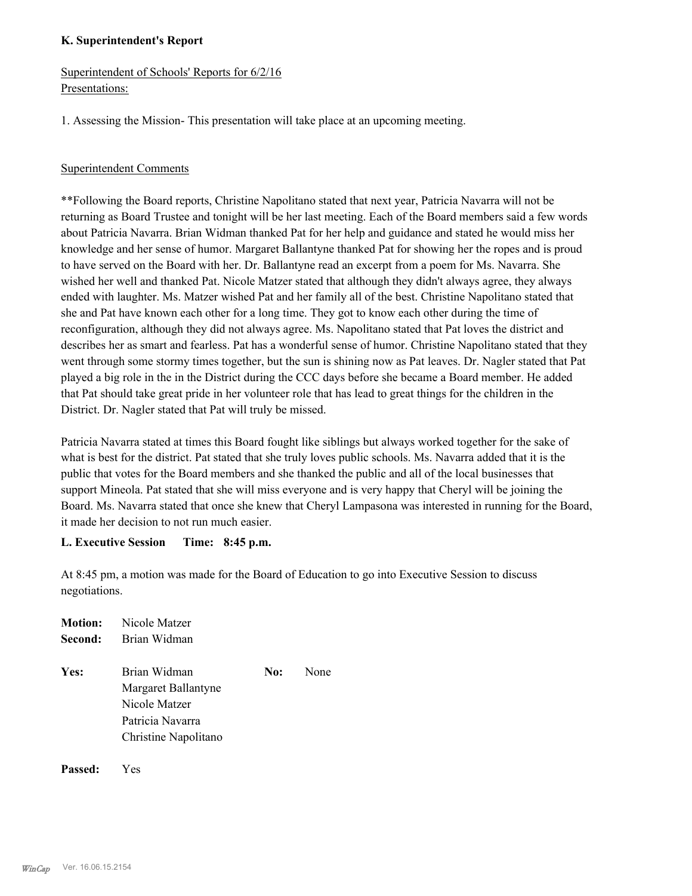### K. Superintendent's Report

Superintendent of Schools' Reports for 6/2/16
Presentations:

1. Assessing the Mission- This presentation will take place at an upcoming meeting.

Superintendent Comments

**Following the Board reports, Christine Napolitano stated that next year, Patricia Navarra will not be returning as Board Trustee and tonight will be her last meeting. Each of the Board members said a few words about Patricia Navarra. Brian Widman thanked Pat for her help and guidance and stated he would miss her knowledge and her sense of humor. Margaret Ballantyne thanked Pat for showing her the ropes and is proud to have served on the Board with her. Dr. Ballantyne read an excerpt from a poem for Ms. Navarra. She wished her well and thanked Pat. Nicole Matzer stated that although they didn't always agree, they always ended with laughter. Ms. Matzer wished Pat and her family all of the best. Christine Napolitano stated that she and Pat have known each other for a long time. They got to know each other during the time of reconfiguration, although they did not always agree. Ms. Napolitano stated that Pat loves the district and describes her as smart and fearless. Pat has a wonderful sense of humor. Christine Napolitano stated that they went through some stormy times together, but the sun is shining now as Pat leaves. Dr. Nagler stated that Pat played a big role in the in the District during the CCC days before she became a Board member. He added that Pat should take great pride in her volunteer role that has lead to great things for the children in the District. Dr. Nagler stated that Pat will truly be missed.

Patricia Navarra stated at times this Board fought like siblings but always worked together for the sake of what is best for the district. Pat stated that she truly loves public schools. Ms. Navarra added that it is the public that votes for the Board members and she thanked the public and all of the local businesses that support Mineola. Pat stated that she will miss everyone and is very happy that Cheryl will be joining the Board. Ms. Navarra stated that once she knew that Cheryl Lampasona was interested in running for the Board, it made her decision to not run much easier.

### L. Executive Session Time: 8:45 p.m.

At 8:45 pm, a motion was made for the Board of Education to go into Executive Session to discuss negotiations.

**Motion:** Nicole Matzer
**Second:** Brian Widman

**Yes:** Brian Widman, Margaret Ballantyne, Nicole Matzer, Patricia Navarra, Christine Napolitano

**No:** None

**Passed:** Yes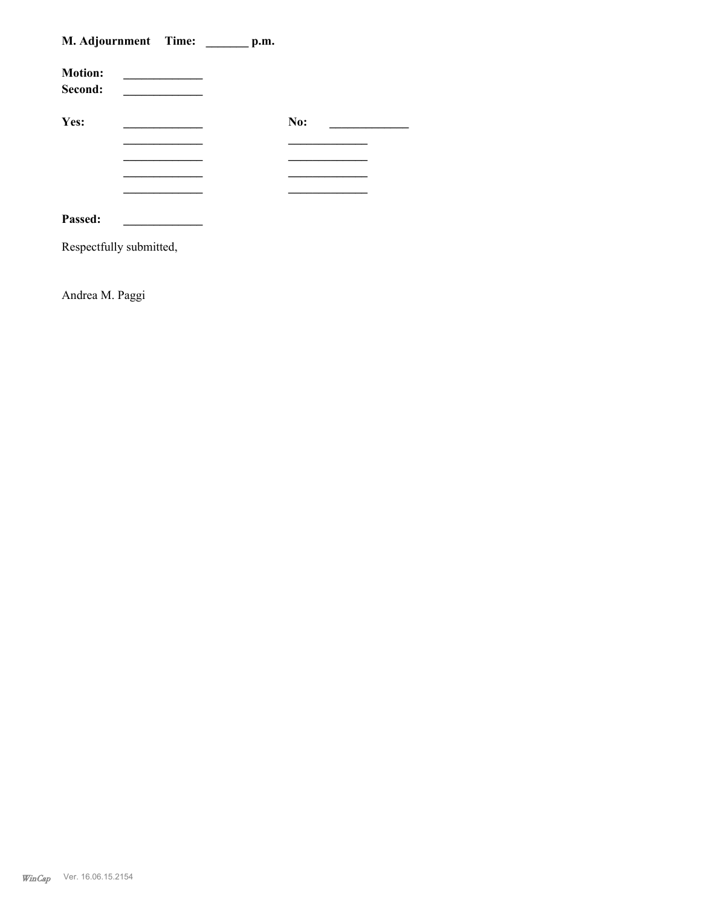**M. Adjournment Time: _______ p.m.**

**Motion:** _____________
**Second:** _____________

| | | | |
|---|---|---|---|
| **Yes:** | _____________ | **No:** | _____________ |
| | _____________ | | _____________ |
| | _____________ | | _____________ |
| | _____________ | | _____________ |
| | _____________ | | _____________ |

**Passed:** _____________

Respectfully submitted,

Andrea M. Paggi